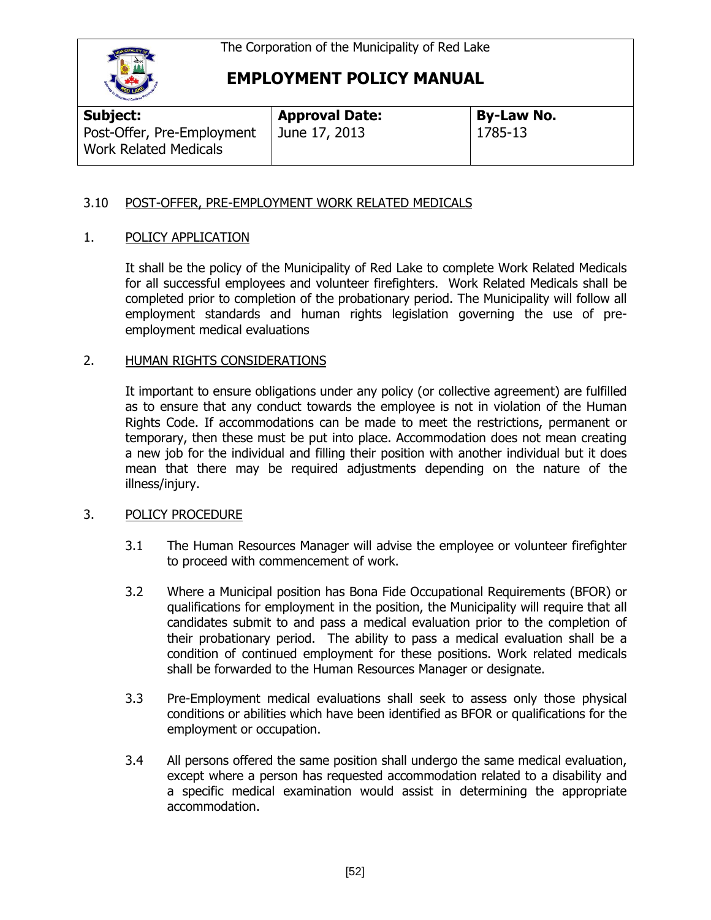The Corporation of the Municipality of Red Lake

# EMPLOYMENT POLICY MANUAL

| **Subject:** | **Approval Date:** | **By-Law No.** |
|---|---|---|
| Post-Offer, Pre-Employment Work Related Medicals | June 17, 2013 | 1785-13 |

## 3.10 POST-OFFER, PRE-EMPLOYMENT WORK RELATED MEDICALS

### 1. POLICY APPLICATION

It shall be the policy of the Municipality of Red Lake to complete Work Related Medicals for all successful employees and volunteer firefighters. Work Related Medicals shall be completed prior to completion of the probationary period. The Municipality will follow all employment standards and human rights legislation governing the use of pre-employment medical evaluations

### 2. HUMAN RIGHTS CONSIDERATIONS

It important to ensure obligations under any policy (or collective agreement) are fulfilled as to ensure that any conduct towards the employee is not in violation of the Human Rights Code. If accommodations can be made to meet the restrictions, permanent or temporary, then these must be put into place. Accommodation does not mean creating a new job for the individual and filling their position with another individual but it does mean that there may be required adjustments depending on the nature of the illness/injury.

### 3. POLICY PROCEDURE

3.1 The Human Resources Manager will advise the employee or volunteer firefighter to proceed with commencement of work.

3.2 Where a Municipal position has Bona Fide Occupational Requirements (BFOR) or qualifications for employment in the position, the Municipality will require that all candidates submit to and pass a medical evaluation prior to the completion of their probationary period. The ability to pass a medical evaluation shall be a condition of continued employment for these positions. Work related medicals shall be forwarded to the Human Resources Manager or designate.

3.3 Pre-Employment medical evaluations shall seek to assess only those physical conditions or abilities which have been identified as BFOR or qualifications for the employment or occupation.

3.4 All persons offered the same position shall undergo the same medical evaluation, except where a person has requested accommodation related to a disability and a specific medical examination would assist in determining the appropriate accommodation.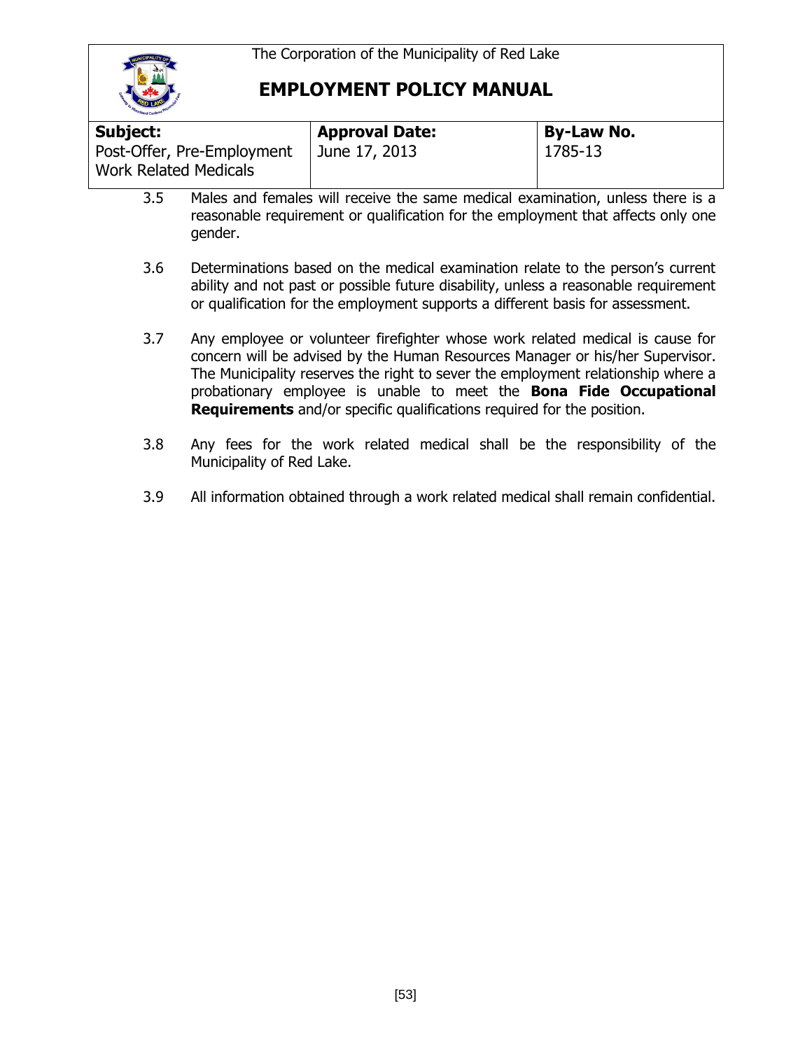| | | |
|---|---|---|
| **Subject:** Post-Offer, Pre-Employment Work Related Medicals | **Approval Date:** June 17, 2013 | **By-Law No.** 1785-13 |

3.5 Males and females will receive the same medical examination, unless there is a reasonable requirement or qualification for the employment that affects only one gender.

3.6 Determinations based on the medical examination relate to the person's current ability and not past or possible future disability, unless a reasonable requirement or qualification for the employment supports a different basis for assessment.

3.7 Any employee or volunteer firefighter whose work related medical is cause for concern will be advised by the Human Resources Manager or his/her Supervisor. The Municipality reserves the right to sever the employment relationship where a probationary employee is unable to meet the **Bona Fide Occupational Requirements** and/or specific qualifications required for the position.

3.8 Any fees for the work related medical shall be the responsibility of the Municipality of Red Lake.

3.9 All information obtained through a work related medical shall remain confidential.